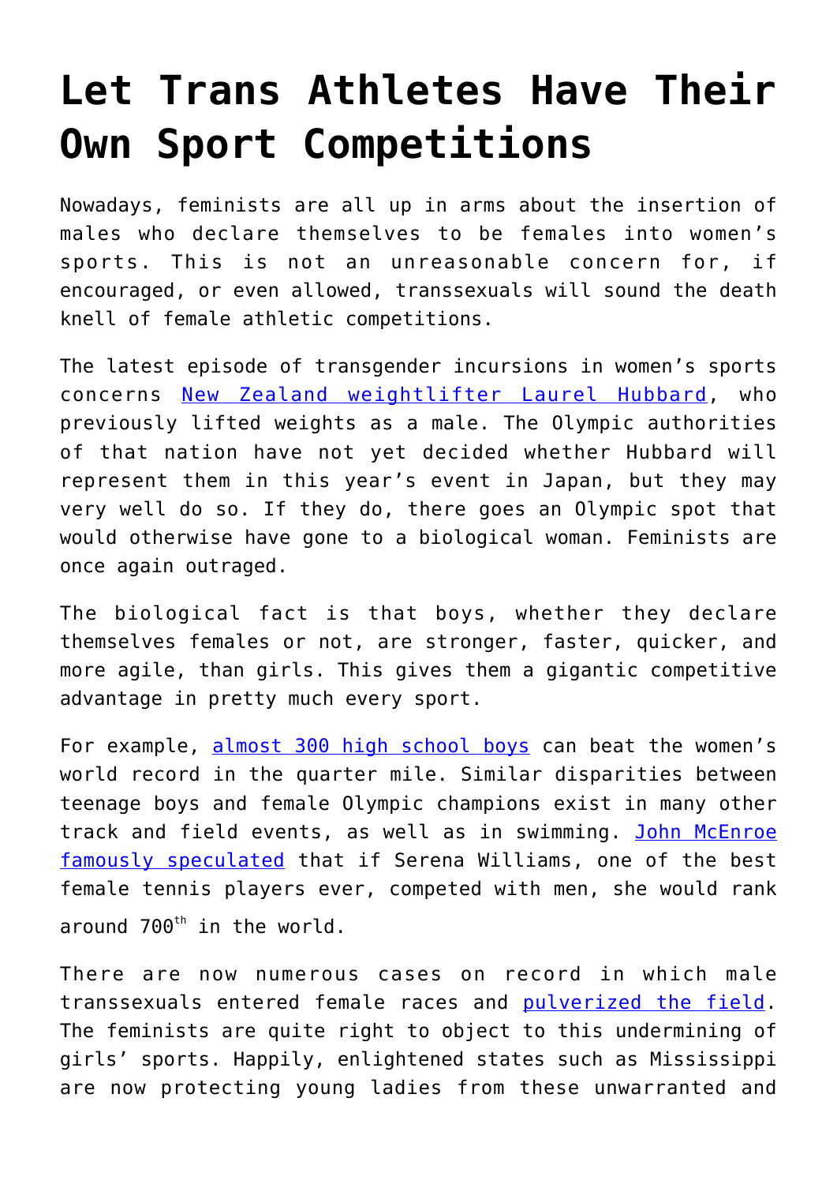# Let Trans Athletes Have Their Own Sport Competitions

Nowadays, feminists are all up in arms about the insertion of males who declare themselves to be females into women's sports. This is not an unreasonable concern for, if encouraged, or even allowed, transsexuals will sound the death knell of female athletic competitions.

The latest episode of transgender incursions in women's sports concerns New Zealand weightlifter Laurel Hubbard, who previously lifted weights as a male. The Olympic authorities of that nation have not yet decided whether Hubbard will represent them in this year's event in Japan, but they may very well do so. If they do, there goes an Olympic spot that would otherwise have gone to a biological woman. Feminists are once again outraged.

The biological fact is that boys, whether they declare themselves females or not, are stronger, faster, quicker, and more agile, than girls. This gives them a gigantic competitive advantage in pretty much every sport.

For example, almost 300 high school boys can beat the women's world record in the quarter mile. Similar disparities between teenage boys and female Olympic champions exist in many other track and field events, as well as in swimming. John McEnroe famously speculated that if Serena Williams, one of the best female tennis players ever, competed with men, she would rank around 700th in the world.

There are now numerous cases on record in which male transsexuals entered female races and pulverized the field. The feminists are quite right to object to this undermining of girls' sports. Happily, enlightened states such as Mississippi are now protecting young ladies from these unwarranted and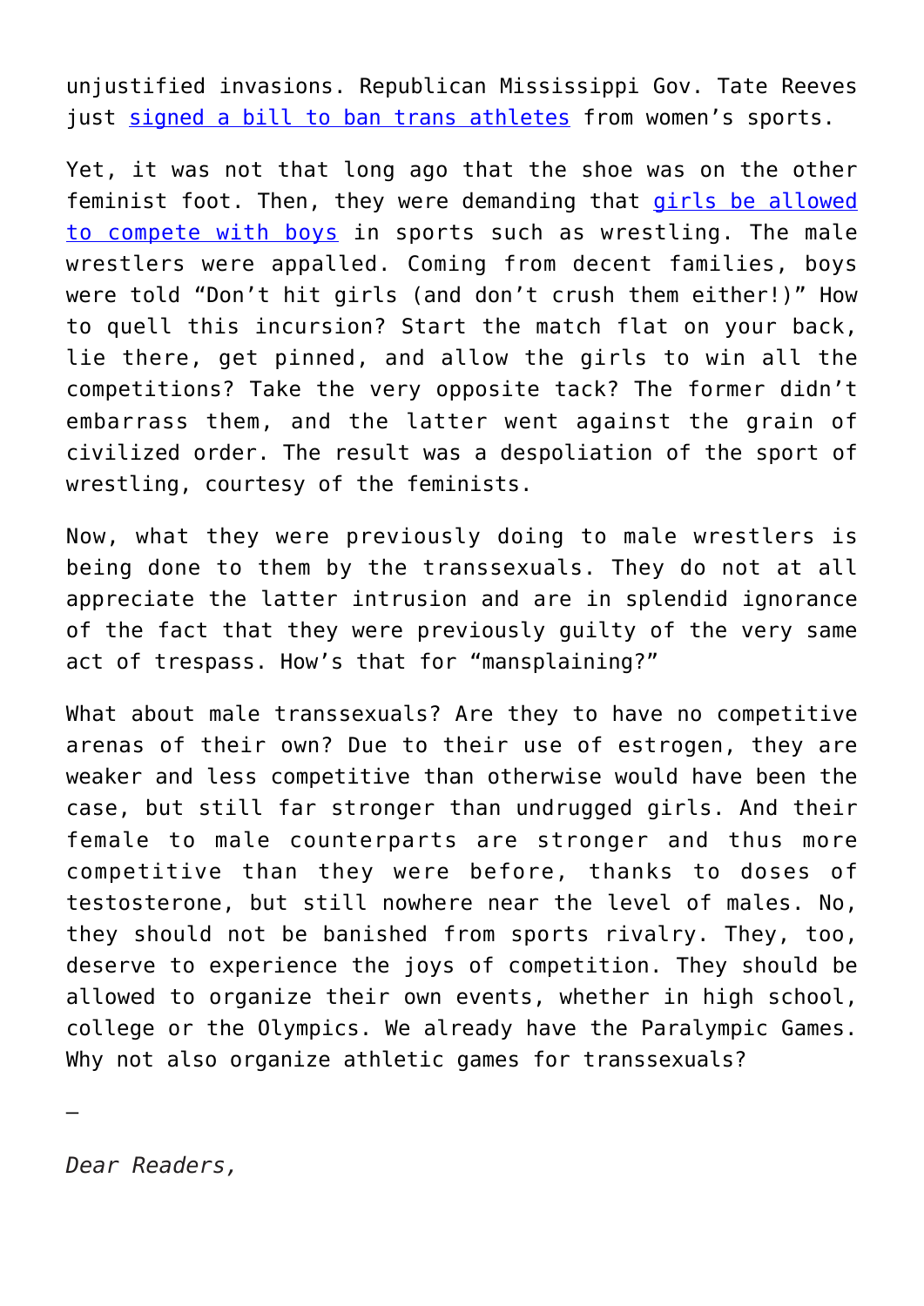unjustified invasions. Republican Mississippi Gov. Tate Reeves just signed a bill to ban trans athletes from women's sports.

Yet, it was not that long ago that the shoe was on the other feminist foot. Then, they were demanding that girls be allowed to compete with boys in sports such as wrestling. The male wrestlers were appalled. Coming from decent families, boys were told "Don't hit girls (and don't crush them either!)" How to quell this incursion? Start the match flat on your back, lie there, get pinned, and allow the girls to win all the competitions? Take the very opposite tack? The former didn't embarrass them, and the latter went against the grain of civilized order. The result was a despoliation of the sport of wrestling, courtesy of the feminists.

Now, what they were previously doing to male wrestlers is being done to them by the transsexuals. They do not at all appreciate the latter intrusion and are in splendid ignorance of the fact that they were previously guilty of the very same act of trespass. How's that for "mansplaining?"

What about male transsexuals? Are they to have no competitive arenas of their own? Due to their use of estrogen, they are weaker and less competitive than otherwise would have been the case, but still far stronger than undrugged girls. And their female to male counterparts are stronger and thus more competitive than they were before, thanks to doses of testosterone, but still nowhere near the level of males. No, they should not be banished from sports rivalry. They, too, deserve to experience the joys of competition. They should be allowed to organize their own events, whether in high school, college or the Olympics. We already have the Paralympic Games. Why not also organize athletic games for transsexuals?

—

*Dear Readers,*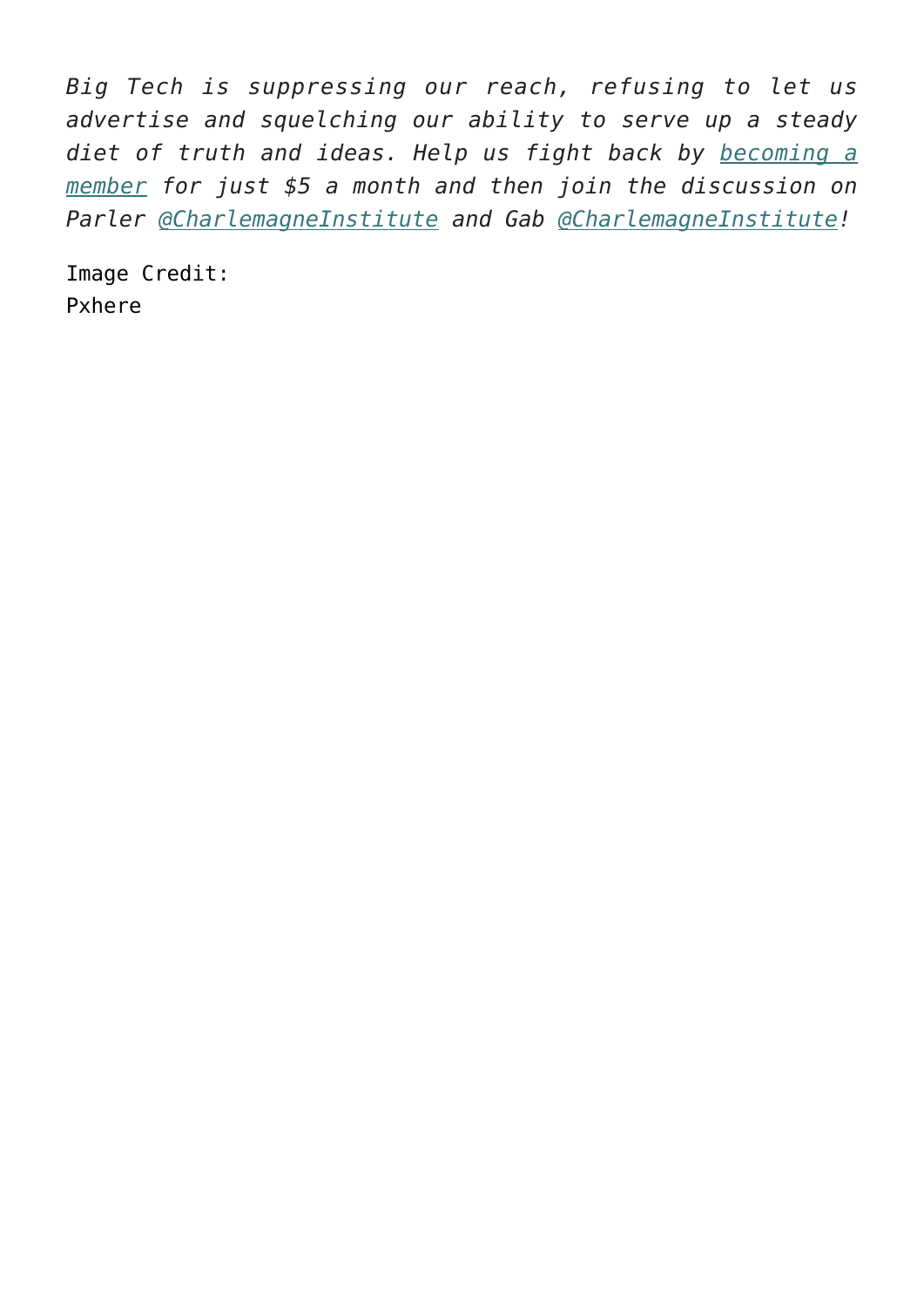*Big Tech is suppressing our reach, refusing to let us advertise and squelching our ability to serve up a steady diet of truth and ideas. Help us fight back by [becoming a member](#) for just $5 a month and then join the discussion on Parler [@CharlemagneInstitute](#) and Gab [@CharlemagneInstitute](#)!*

Image Credit:
Pxhere